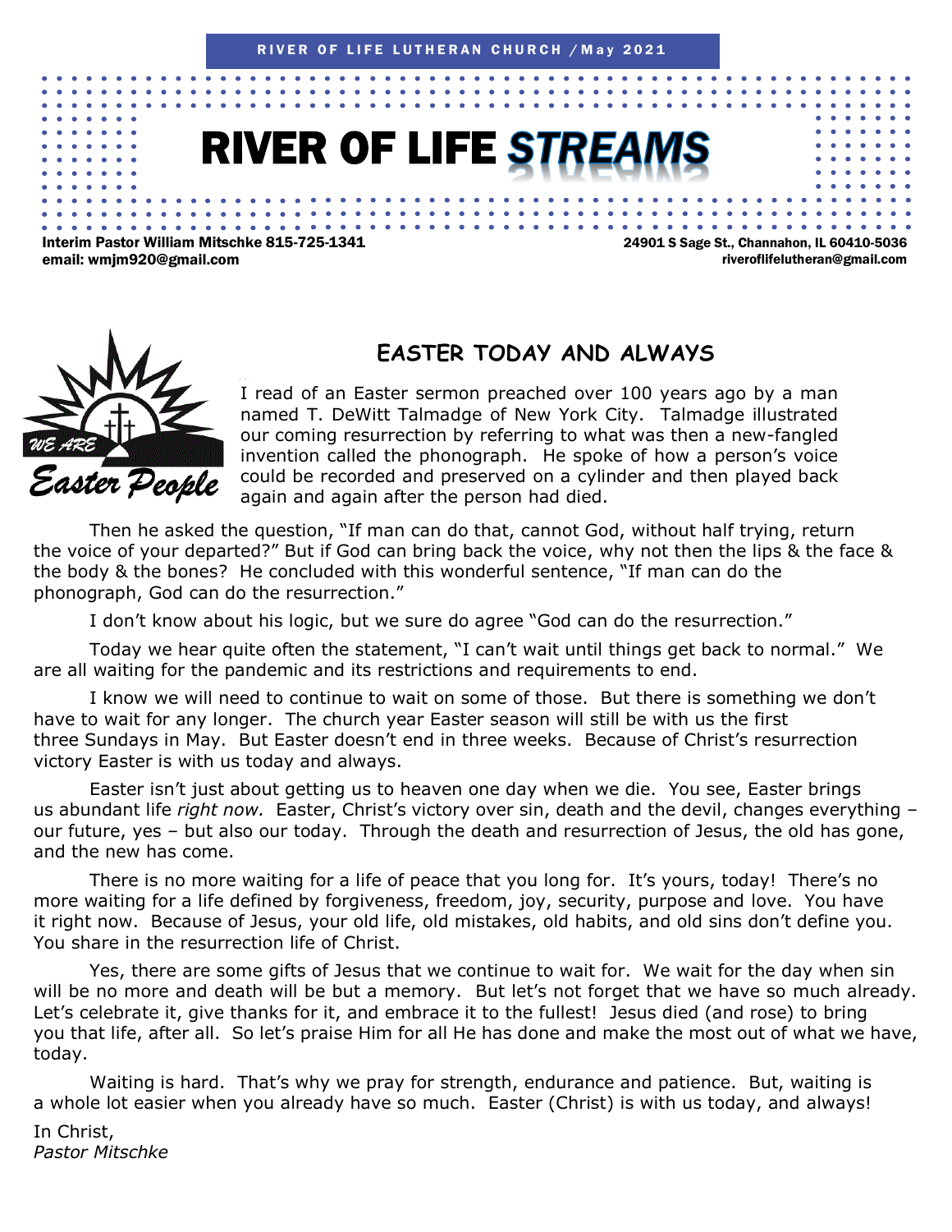RIVER OF LIFE LUTHERAN CHURCH / May 2021

# RIVER OF LIFE STREAMS

Interim Pastor William Mitschke 815-725-1341
email: wmjm920@gmail.com

24901 S Sage St., Channahon, IL 60410-5036
riveroflifelutheran@gmail.com

WE ARE Easter People

## EASTER TODAY AND ALWAYS

I read of an Easter sermon preached over 100 years ago by a man named T. DeWitt Talmadge of New York City. Talmadge illustrated our coming resurrection by referring to what was then a new-fangled invention called the phonograph. He spoke of how a person's voice could be recorded and preserved on a cylinder and then played back again and again after the person had died.

Then he asked the question, "If man can do that, cannot God, without half trying, return the voice of your departed?" But if God can bring back the voice, why not then the lips & the face & the body & the bones? He concluded with this wonderful sentence, "If man can do the phonograph, God can do the resurrection."

I don't know about his logic, but we sure do agree "God can do the resurrection."

Today we hear quite often the statement, "I can't wait until things get back to normal." We are all waiting for the pandemic and its restrictions and requirements to end.

I know we will need to continue to wait on some of those. But there is something we don't have to wait for any longer. The church year Easter season will still be with us the first three Sundays in May. But Easter doesn't end in three weeks. Because of Christ's resurrection victory Easter is with us today and always.

Easter isn't just about getting us to heaven one day when we die. You see, Easter brings us abundant life *right now.* Easter, Christ's victory over sin, death and the devil, changes everything – our future, yes – but also our today. Through the death and resurrection of Jesus, the old has gone, and the new has come.

There is no more waiting for a life of peace that you long for. It's yours, today! There's no more waiting for a life defined by forgiveness, freedom, joy, security, purpose and love. You have it right now. Because of Jesus, your old life, old mistakes, old habits, and old sins don't define you. You share in the resurrection life of Christ.

Yes, there are some gifts of Jesus that we continue to wait for. We wait for the day when sin will be no more and death will be but a memory. But let's not forget that we have so much already. Let's celebrate it, give thanks for it, and embrace it to the fullest! Jesus died (and rose) to bring you that life, after all. So let's praise Him for all He has done and make the most out of what we have, today.

Waiting is hard. That's why we pray for strength, endurance and patience. But, waiting is a whole lot easier when you already have so much. Easter (Christ) is with us today, and always!

In Christ,
*Pastor Mitschke*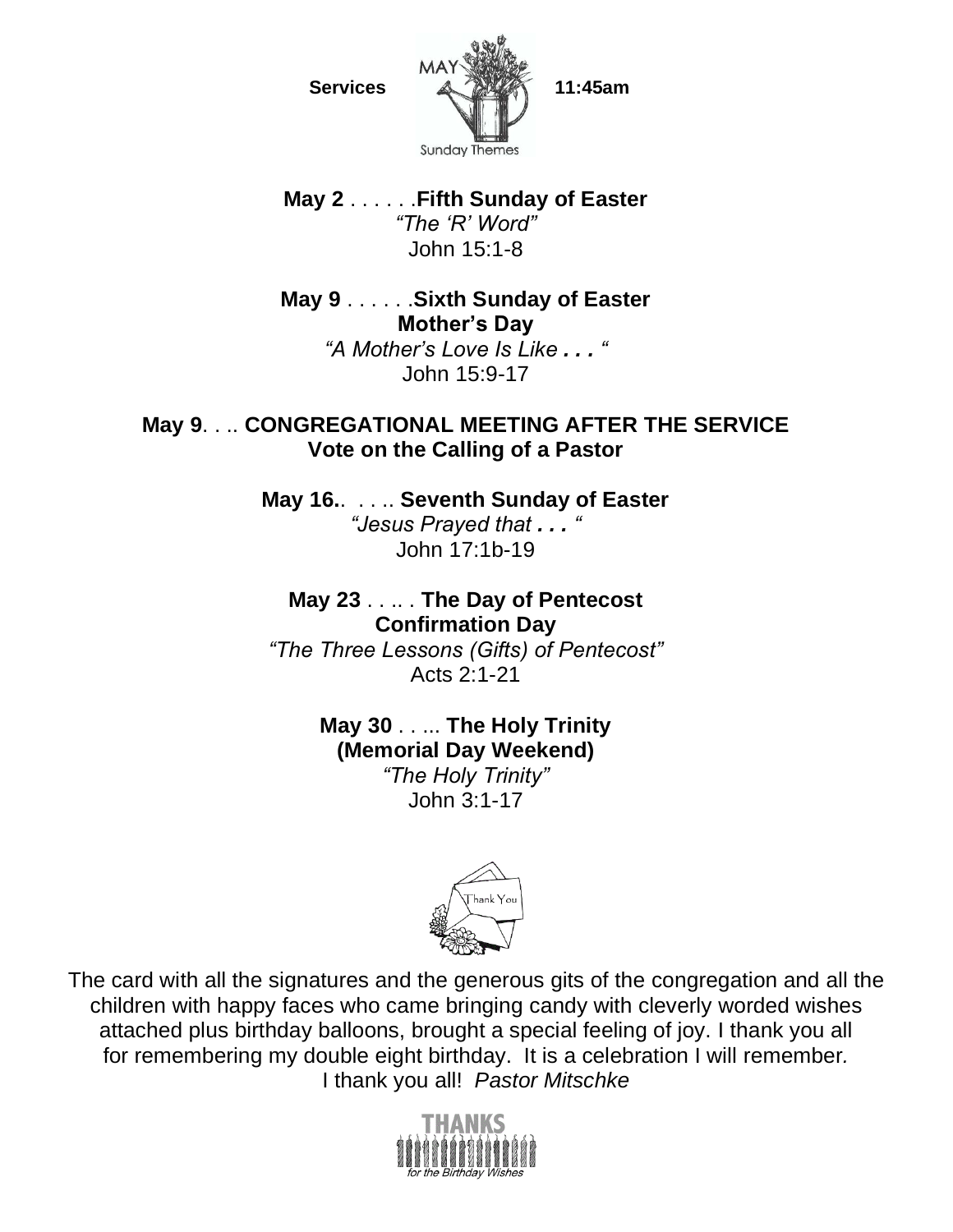**Services** MAY Sunday Themes **11:45am**

**May 2** . . . . . .**Fifth Sunday of Easter**
*"The 'R' Word"*
John 15:1-8

**May 9** . . . . . .**Sixth Sunday of Easter**
**Mother's Day**
*"A Mother's Love Is Like . . . "*
John 15:9-17

**May 9**. . .. **CONGREGATIONAL MEETING AFTER THE SERVICE**
**Vote on the Calling of a Pastor**

**May 16.**. . . .. **Seventh Sunday of Easter**
*"Jesus Prayed that . . . "*
John 17:1b-19

**May 23** . . .. . **The Day of Pentecost**
**Confirmation Day**
*"The Three Lessons (Gifts) of Pentecost"*
Acts 2:1-21

**May 30** . . ... **The Holy Trinity**
**(Memorial Day Weekend)**
*"The Holy Trinity"*
John 3:1-17

Thank You

The card with all the signatures and the generous gits of the congregation and all the children with happy faces who came bringing candy with cleverly worded wishes attached plus birthday balloons, brought a special feeling of joy. I thank you all for remembering my double eight birthday. It is a celebration I will remember. I thank you all! *Pastor Mitschke*

THANKS
*for the Birthday Wishes*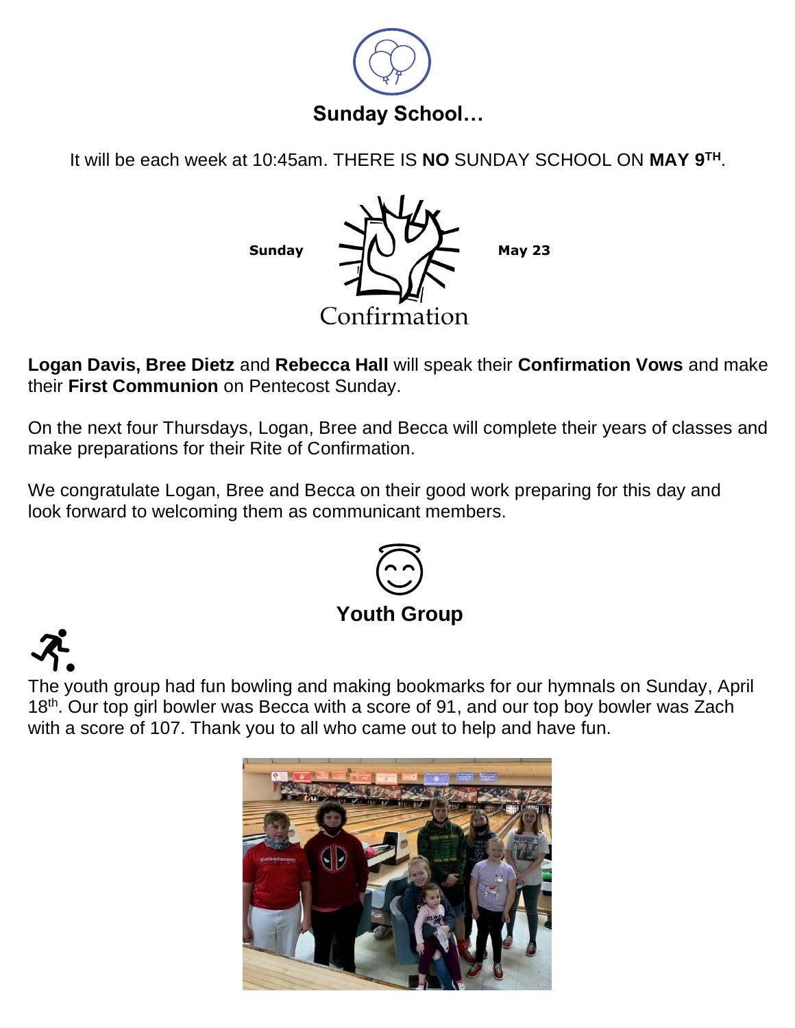## Sunday School…

It will be each week at 10:45am. THERE IS **NO** SUNDAY SCHOOL ON **MAY 9TH**.

**Sunday** Confirmation **May 23**

**Logan Davis, Bree Dietz** and **Rebecca Hall** will speak their **Confirmation Vows** and make their **First Communion** on Pentecost Sunday.

On the next four Thursdays, Logan, Bree and Becca will complete their years of classes and make preparations for their Rite of Confirmation.

We congratulate Logan, Bree and Becca on their good work preparing for this day and look forward to welcoming them as communicant members.

## Youth Group

The youth group had fun bowling and making bookmarks for our hymnals on Sunday, April 18th. Our top girl bowler was Becca with a score of 91, and our top boy bowler was Zach with a score of 107. Thank you to all who came out to help and have fun.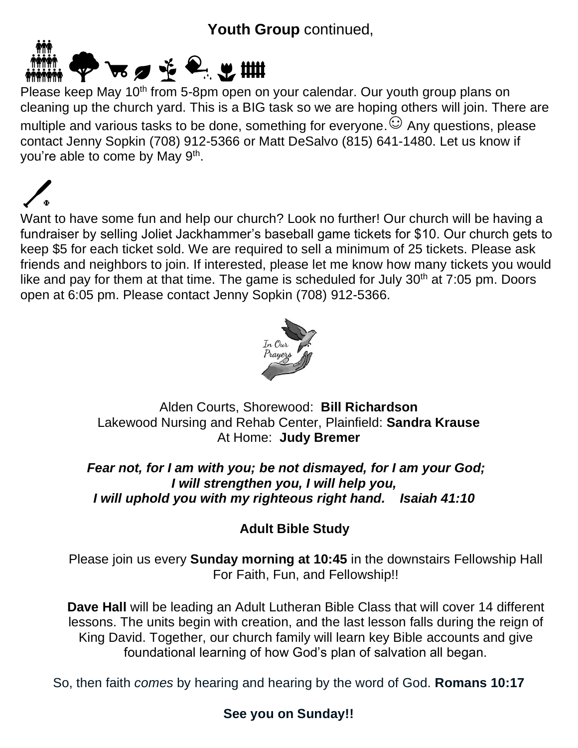**Youth Group** continued,

Please keep May 10th from 5-8pm open on your calendar. Our youth group plans on cleaning up the church yard. This is a BIG task so we are hoping others will join. There are multiple and various tasks to be done, something for everyone. ☺ Any questions, please contact Jenny Sopkin (708) 912-5366 or Matt DeSalvo (815) 641-1480. Let us know if you're able to come by May 9th.

Want to have some fun and help our church? Look no further! Our church will be having a fundraiser by selling Joliet Jackhammer's baseball game tickets for $10. Our church gets to keep $5 for each ticket sold. We are required to sell a minimum of 25 tickets. Please ask friends and neighbors to join. If interested, please let me know how many tickets you would like and pay for them at that time. The game is scheduled for July 30th at 7:05 pm. Doors open at 6:05 pm. Please contact Jenny Sopkin (708) 912-5366.

In Our Prayers

Alden Courts, Shorewood: **Bill Richardson**
Lakewood Nursing and Rehab Center, Plainfield: **Sandra Krause**
At Home: **Judy Bremer**

***Fear not, for I am with you; be not dismayed, for I am your God;***
***I will strengthen you, I will help you,***
***I will uphold you with my righteous right hand. Isaiah 41:10***

**Adult Bible Study**

Please join us every **Sunday morning at 10:45** in the downstairs Fellowship Hall For Faith, Fun, and Fellowship!!

**Dave Hall** will be leading an Adult Lutheran Bible Class that will cover 14 different lessons. The units begin with creation, and the last lesson falls during the reign of King David. Together, our church family will learn key Bible accounts and give foundational learning of how God's plan of salvation all began.

So, then faith *comes* by hearing and hearing by the word of God. **Romans 10:17**

**See you on Sunday!!**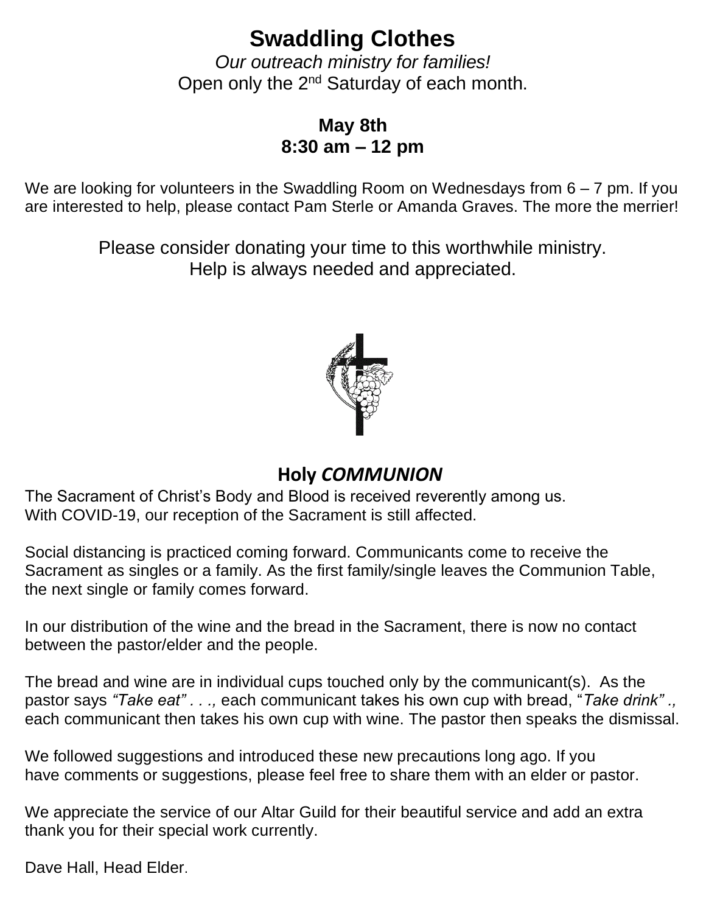# Swaddling Clothes

*Our outreach ministry for families!*

Open only the 2nd Saturday of each month.

**May 8th**
**8:30 am – 12 pm**

We are looking for volunteers in the Swaddling Room on Wednesdays from 6 – 7 pm. If you are interested to help, please contact Pam Sterle or Amanda Graves. The more the merrier!

Please consider donating your time to this worthwhile ministry.
Help is always needed and appreciated.

## Holy *COMMUNION*

The Sacrament of Christ's Body and Blood is received reverently among us.
With COVID-19, our reception of the Sacrament is still affected.

Social distancing is practiced coming forward. Communicants come to receive the Sacrament as singles or a family. As the first family/single leaves the Communion Table, the next single or family comes forward.

In our distribution of the wine and the bread in the Sacrament, there is now no contact between the pastor/elder and the people.

The bread and wine are in individual cups touched only by the communicant(s). As the pastor says *"Take eat" . . .,* each communicant takes his own cup with bread, "*Take drink" .,* each communicant then takes his own cup with wine. The pastor then speaks the dismissal.

We followed suggestions and introduced these new precautions long ago. If you have comments or suggestions, please feel free to share them with an elder or pastor.

We appreciate the service of our Altar Guild for their beautiful service and add an extra thank you for their special work currently.

Dave Hall, Head Elder.